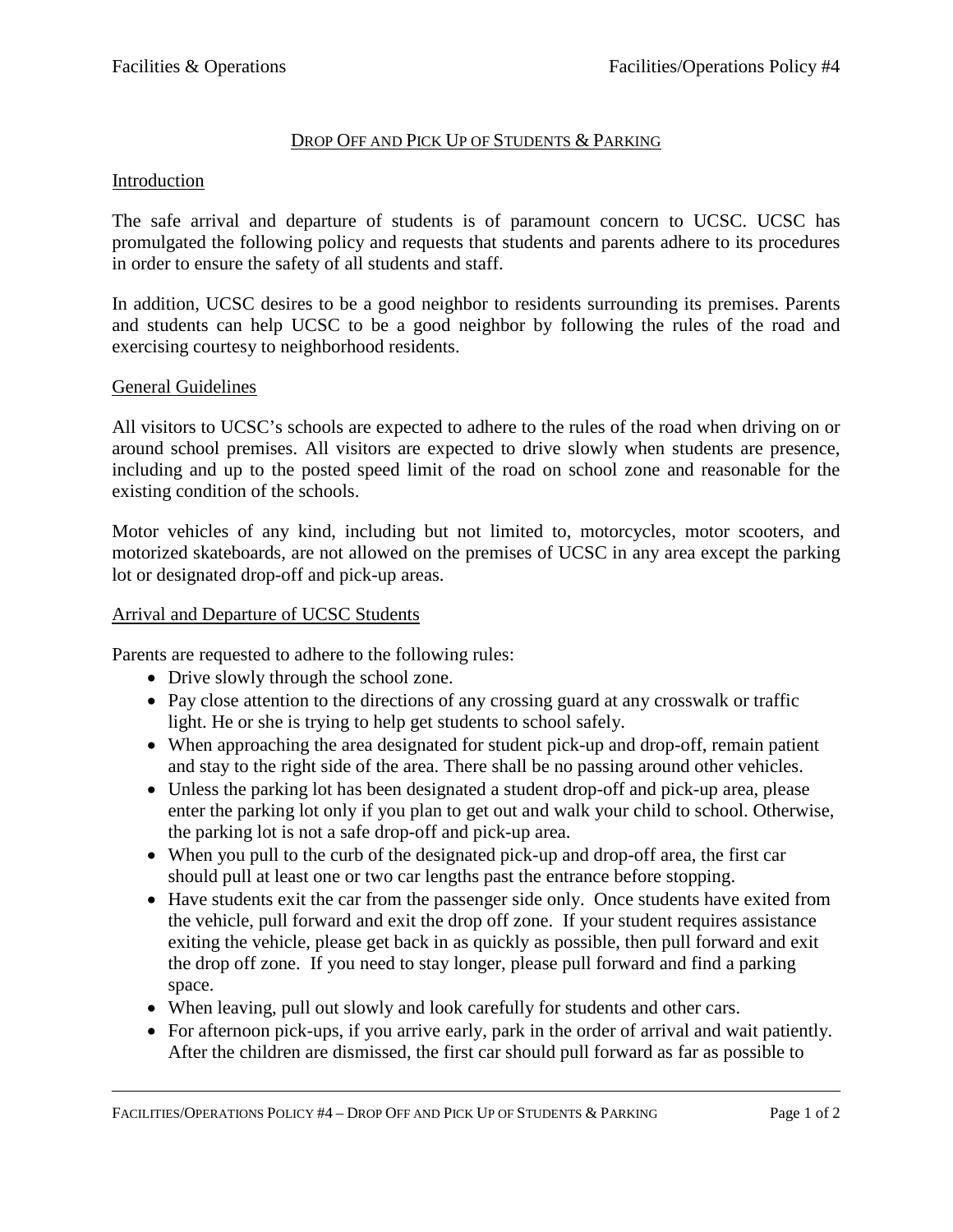# Drop Off and Pick Up of Students & Parking

## Introduction

The safe arrival and departure of students is of paramount concern to UCSC. UCSC has promulgated the following policy and requests that students and parents adhere to its procedures in order to ensure the safety of all students and staff.

In addition, UCSC desires to be a good neighbor to residents surrounding its premises. Parents and students can help UCSC to be a good neighbor by following the rules of the road and exercising courtesy to neighborhood residents.

## General Guidelines

All visitors to UCSC's schools are expected to adhere to the rules of the road when driving on or around school premises. All visitors are expected to drive slowly when students are presence, including and up to the posted speed limit of the road on school zone and reasonable for the existing condition of the schools.

Motor vehicles of any kind, including but not limited to, motorcycles, motor scooters, and motorized skateboards, are not allowed on the premises of UCSC in any area except the parking lot or designated drop-off and pick-up areas.

## Arrival and Departure of UCSC Students

Parents are requested to adhere to the following rules:

- Drive slowly through the school zone.
- Pay close attention to the directions of any crossing guard at any crosswalk or traffic light. He or she is trying to help get students to school safely.
- When approaching the area designated for student pick-up and drop-off, remain patient and stay to the right side of the area. There shall be no passing around other vehicles.
- Unless the parking lot has been designated a student drop-off and pick-up area, please enter the parking lot only if you plan to get out and walk your child to school. Otherwise, the parking lot is not a safe drop-off and pick-up area.
- When you pull to the curb of the designated pick-up and drop-off area, the first car should pull at least one or two car lengths past the entrance before stopping.
- Have students exit the car from the passenger side only. Once students have exited from the vehicle, pull forward and exit the drop off zone. If your student requires assistance exiting the vehicle, please get back in as quickly as possible, then pull forward and exit the drop off zone. If you need to stay longer, please pull forward and find a parking space.
- When leaving, pull out slowly and look carefully for students and other cars.
- For afternoon pick-ups, if you arrive early, park in the order of arrival and wait patiently. After the children are dismissed, the first car should pull forward as far as possible to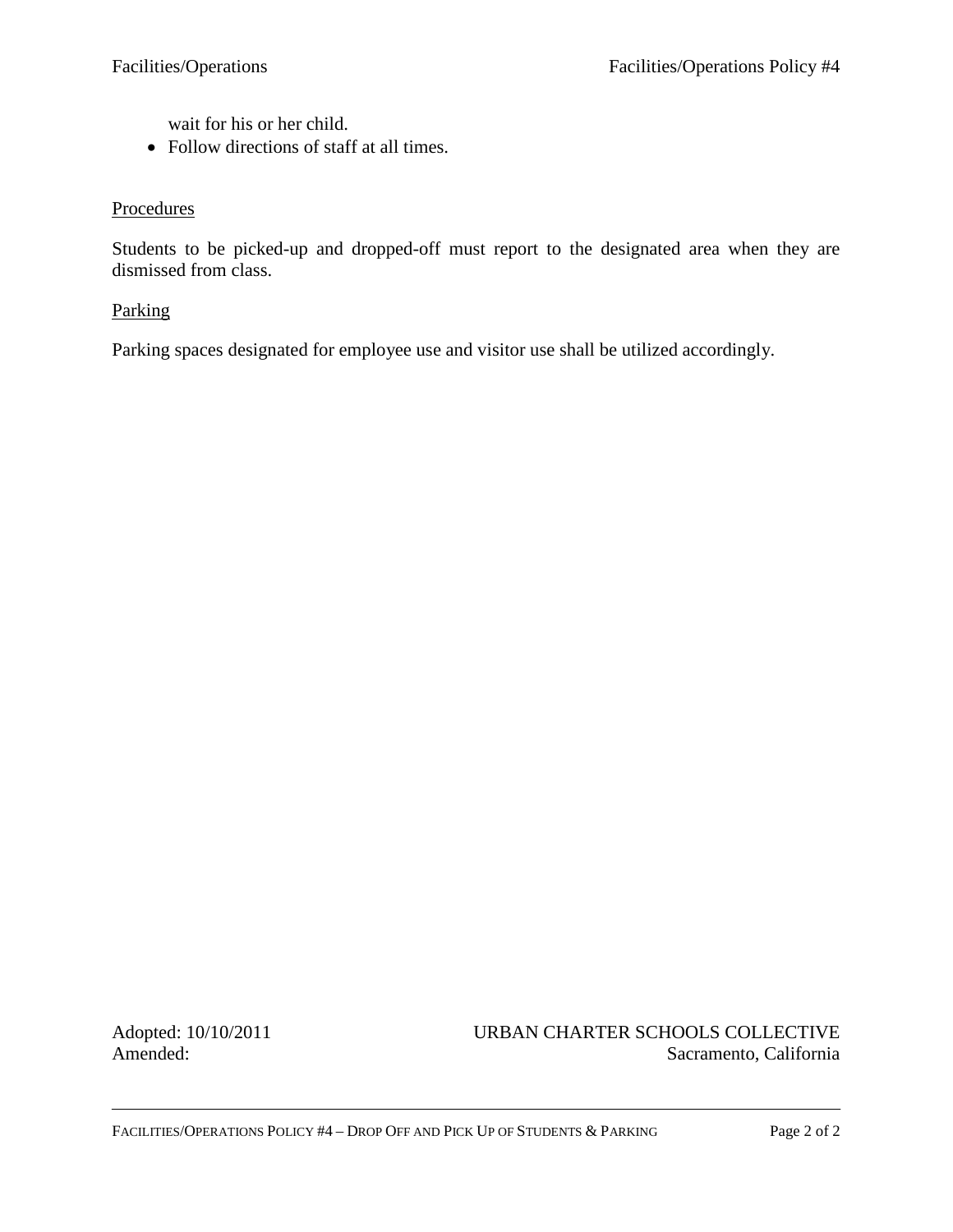wait for his or her child.

- Follow directions of staff at all times.

Procedures

Students to be picked-up and dropped-off must report to the designated area when they are dismissed from class.

Parking

Parking spaces designated for employee use and visitor use shall be utilized accordingly.

Adopted: 10/10/2011
Amended:

URBAN CHARTER SCHOOLS COLLECTIVE
Sacramento, California